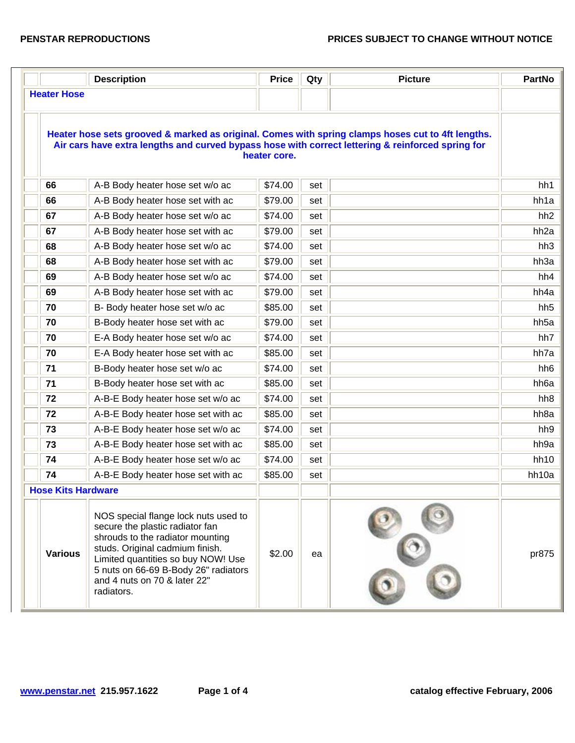| | | Description | Price | Qty | Picture | PartNo |
|---|---|---|---|---|---|---|
| **Heater Hose** | | | | | | |
| | **Heater hose sets grooved & marked as original. Comes with spring clamps hoses cut to 4ft lengths. Air cars have extra lengths and curved bypass hose with correct lettering & reinforced spring for heater core.** | | | | | |
| | **66** | A-B Body heater hose set w/o ac | $74.00 | set | | hh1 |
| | **66** | A-B Body heater hose set with ac | $79.00 | set | | hh1a |
| | **67** | A-B Body heater hose set w/o ac | $74.00 | set | | hh2 |
| | **67** | A-B Body heater hose set with ac | $79.00 | set | | hh2a |
| | **68** | A-B Body heater hose set w/o ac | $74.00 | set | | hh3 |
| | **68** | A-B Body heater hose set with ac | $79.00 | set | | hh3a |
| | **69** | A-B Body heater hose set w/o ac | $74.00 | set | | hh4 |
| | **69** | A-B Body heater hose set with ac | $79.00 | set | | hh4a |
| | **70** | B- Body heater hose set w/o ac | $85.00 | set | | hh5 |
| | **70** | B-Body heater hose set with ac | $79.00 | set | | hh5a |
| | **70** | E-A Body heater hose set w/o ac | $74.00 | set | | hh7 |
| | **70** | E-A Body heater hose set with ac | $85.00 | set | | hh7a |
| | **71** | B-Body heater hose set w/o ac | $74.00 | set | | hh6 |
| | **71** | B-Body heater hose set with ac | $85.00 | set | | hh6a |
| | **72** | A-B-E Body heater hose set w/o ac | $74.00 | set | | hh8 |
| | **72** | A-B-E Body heater hose set with ac | $85.00 | set | | hh8a |
| | **73** | A-B-E Body heater hose set w/o ac | $74.00 | set | | hh9 |
| | **73** | A-B-E Body heater hose set with ac | $85.00 | set | | hh9a |
| | **74** | A-B-E Body heater hose set w/o ac | $74.00 | set | | hh10 |
| | **74** | A-B-E Body heater hose set with ac | $85.00 | set | | hh10a |
| **Hose Kits Hardware** | | | | | | |
| | **Various** | NOS special flange lock nuts used to secure the plastic radiator fan shrouds to the radiator mounting studs. Original cadmium finish. Limited quantities so buy NOW! Use 5 nuts on 66-69 B-Body 26" radiators and 4 nuts on 70 & later 22" radiators. | $2.00 | ea | | pr875 |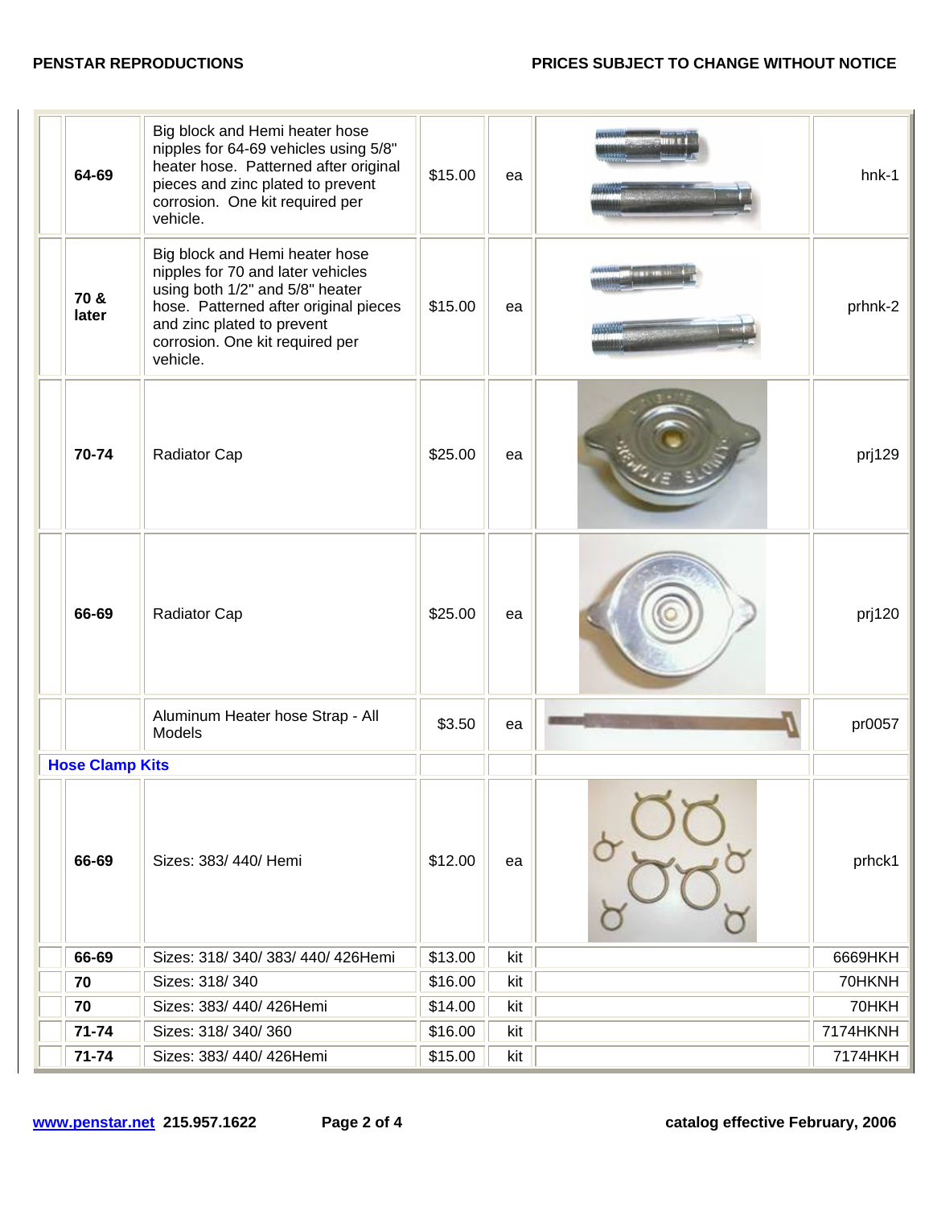| | Years | Description | Price | Unit | Image | Part # |
|---|---|---|---|---|---|---|
| | **64-69** | Big block and Hemi heater hose nipples for 64-69 vehicles using 5/8" heater hose. Patterned after original pieces and zinc plated to prevent corrosion. One kit required per vehicle. | $15.00 | ea | | hnk-1 |
| | **70 & later** | Big block and Hemi heater hose nipples for 70 and later vehicles using both 1/2" and 5/8" heater hose. Patterned after original pieces and zinc plated to prevent corrosion. One kit required per vehicle. | $15.00 | ea | | prhnk-2 |
| | **70-74** | Radiator Cap | $25.00 | ea | | prj129 |
| | **66-69** | Radiator Cap | $25.00 | ea | | prj120 |
| | | Aluminum Heater hose Strap - All Models | $3.50 | ea | | pr0057 |
| **Hose Clamp Kits** | | | | | | |
| | **66-69** | Sizes: 383/ 440/ Hemi | $12.00 | ea | | prhck1 |
| | **66-69** | Sizes: 318/ 340/ 383/ 440/ 426Hemi | $13.00 | kit | | 6669HKH |
| | **70** | Sizes: 318/ 340 | $16.00 | kit | | 70HKNH |
| | **70** | Sizes: 383/ 440/ 426Hemi | $14.00 | kit | | 70HKH |
| | **71-74** | Sizes: 318/ 340/ 360 | $16.00 | kit | | 7174HKNH |
| | **71-74** | Sizes: 383/ 440/ 426Hemi | $15.00 | kit | | 7174HKH |

**www.penstar.net** **215.957.1622**

**catalog effective February, 2006**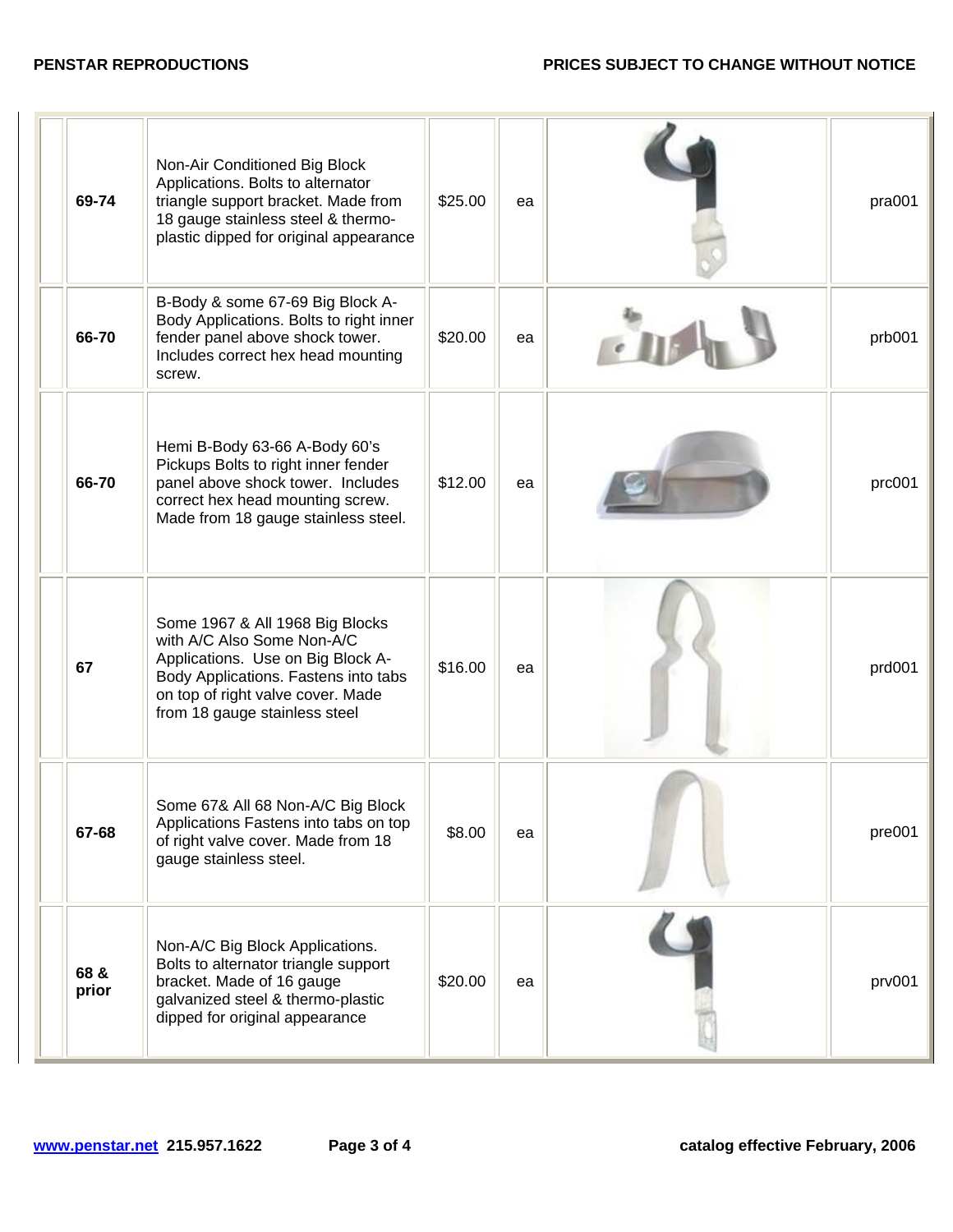| | Years | Description | Price | Unit | | Part No. |
|---|---|---|---|---|---|---|
| | **69-74** | Non-Air Conditioned Big Block Applications. Bolts to alternator triangle support bracket. Made from 18 gauge stainless steel & thermo-plastic dipped for original appearance | $25.00 | ea | | pra001 |
| | **66-70** | B-Body & some 67-69 Big Block A-Body Applications. Bolts to right inner fender panel above shock tower. Includes correct hex head mounting screw. | $20.00 | ea | | prb001 |
| | **66-70** | Hemi B-Body 63-66 A-Body 60's Pickups Bolts to right inner fender panel above shock tower. Includes correct hex head mounting screw. Made from 18 gauge stainless steel. | $12.00 | ea | | prc001 |
| | **67** | Some 1967 & All 1968 Big Blocks with A/C Also Some Non-A/C Applications. Use on Big Block A-Body Applications. Fastens into tabs on top of right valve cover. Made from 18 gauge stainless steel | $16.00 | ea | | prd001 |
| | **67-68** | Some 67& All 68 Non-A/C Big Block Applications Fastens into tabs on top of right valve cover. Made from 18 gauge stainless steel. | $8.00 | ea | | pre001 |
| | **68 & prior** | Non-A/C Big Block Applications. Bolts to alternator triangle support bracket. Made of 16 gauge galvanized steel & thermo-plastic dipped for original appearance | $20.00 | ea | | prv001 |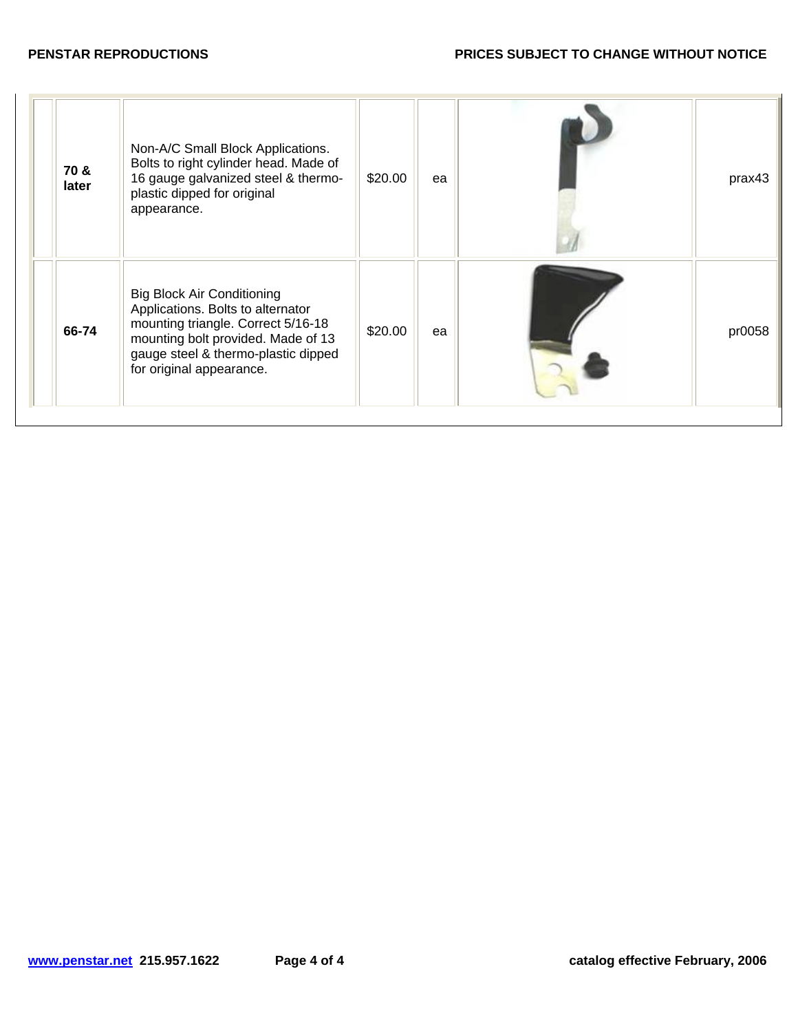| | | | | | | |
|---|---|---|---|---|---|---|
| | **70 & later** | Non-A/C Small Block Applications. Bolts to right cylinder head. Made of 16 gauge galvanized steel & thermo-plastic dipped for original appearance. | $20.00 | ea | | prax43 |
| | **66-74** | Big Block Air Conditioning Applications. Bolts to alternator mounting triangle. Correct 5/16-18 mounting bolt provided. Made of 13 gauge steel & thermo-plastic dipped for original appearance. | $20.00 | ea | | pr0058 |